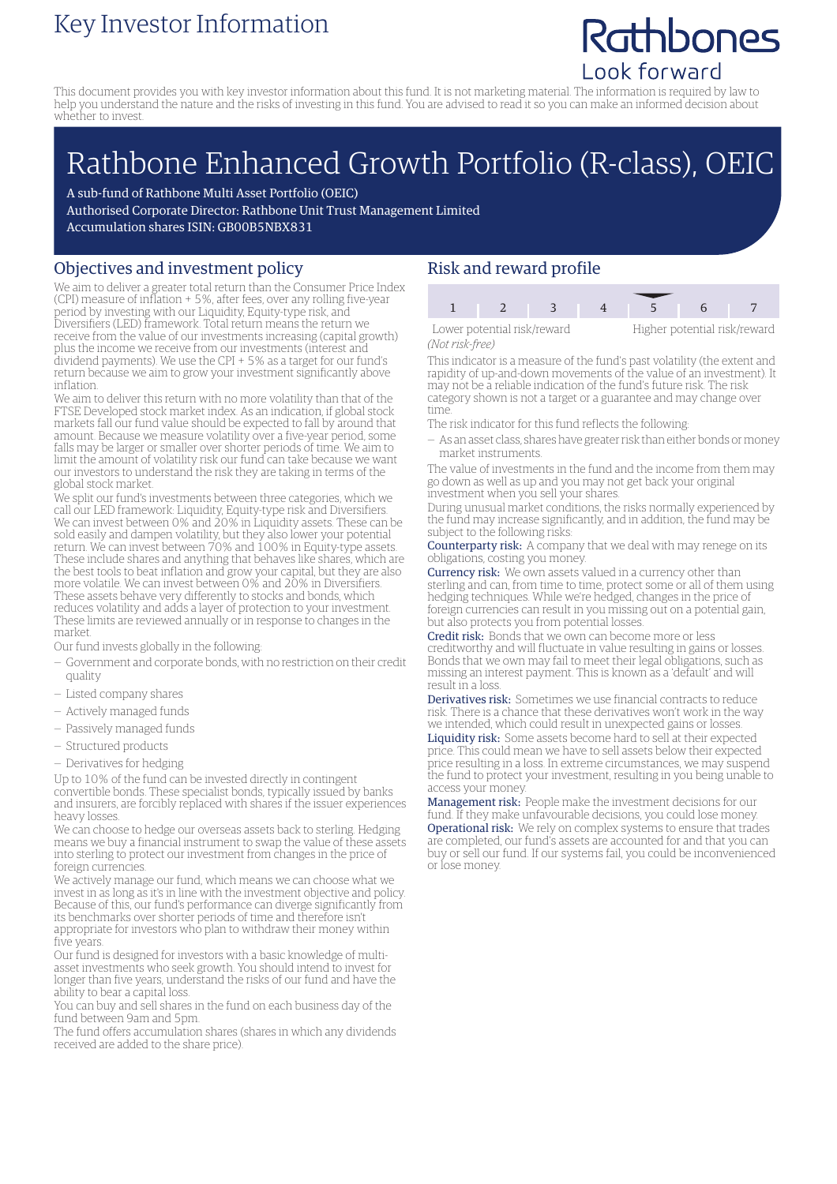Key Investor Information

Rathbones
Look forward

This document provides you with key investor information about this fund. It is not marketing material. The information is required by law to help you understand the nature and the risks of investing in this fund. You are advised to read it so you can make an informed decision about whether to invest.

# Rathbone Enhanced Growth Portfolio (R-class), OEIC

A sub-fund of Rathbone Multi Asset Portfolio (OEIC)
Authorised Corporate Director: Rathbone Unit Trust Management Limited
Accumulation shares ISIN: GB00B5NBX831

## Objectives and investment policy

We aim to deliver a greater total return than the Consumer Price Index (CPI) measure of inflation + 5%, after fees, over any rolling five-year period by investing with our Liquidity, Equity-type risk, and Diversifiers (LED) framework. Total return means the return we receive from the value of our investments increasing (capital growth) plus the income we receive from our investments (interest and dividend payments). We use the CPI + 5% as a target for our fund's return because we aim to grow your investment significantly above inflation.

We aim to deliver this return with no more volatility than that of the FTSE Developed stock market index. As an indication, if global stock markets fall our fund value should be expected to fall by around that amount. Because we measure volatility over a five-year period, some falls may be larger or smaller over shorter periods of time. We aim to limit the amount of volatility risk our fund can take because we want our investors to understand the risk they are taking in terms of the global stock market.

We split our fund's investments between three categories, which we call our LED framework: Liquidity, Equity-type risk and Diversifiers. We can invest between 0% and 20% in Liquidity assets. These can be sold easily and dampen volatility, but they also lower your potential return. We can invest between 70% and 100% in Equity-type assets. These include shares and anything that behaves like shares, which are the best tools to beat inflation and grow your capital, but they are also more volatile. We can invest between 0% and 20% in Diversifiers. These assets behave very differently to stocks and bonds, which reduces volatility and adds a layer of protection to your investment. These limits are reviewed annually or in response to changes in the market.

Our fund invests globally in the following:

- Government and corporate bonds, with no restriction on their credit quality
- Listed company shares
- Actively managed funds
- Passively managed funds
- Structured products
- Derivatives for hedging

Up to 10% of the fund can be invested directly in contingent convertible bonds. These specialist bonds, typically issued by banks and insurers, are forcibly replaced with shares if the issuer experiences heavy losses.

We can choose to hedge our overseas assets back to sterling. Hedging means we buy a financial instrument to swap the value of these assets into sterling to protect our investment from changes in the price of foreign currencies.

We actively manage our fund, which means we can choose what we invest in as long as it's in line with the investment objective and policy. Because of this, our fund's performance can diverge significantly from its benchmarks over shorter periods of time and therefore isn't appropriate for investors who plan to withdraw their money within five years.

Our fund is designed for investors with a basic knowledge of multi-asset investments who seek growth. You should intend to invest for longer than five years, understand the risks of our fund and have the ability to bear a capital loss.

You can buy and sell shares in the fund on each business day of the fund between 9am and 5pm.

The fund offers accumulation shares (shares in which any dividends received are added to the share price).

## Risk and reward profile

| 1 | 2 | 3 | 4 | **5** | 6 | 7 |
|---|---|---|---|---|---|---|

Lower potential risk/reward — Higher potential risk/reward
*(Not risk-free)*

This indicator is a measure of the fund's past volatility (the extent and rapidity of up-and-down movements of the value of an investment). It may not be a reliable indication of the fund's future risk. The risk category shown is not a target or a guarantee and may change over time.

The risk indicator for this fund reflects the following:

- As an asset class, shares have greater risk than either bonds or money market instruments.

The value of investments in the fund and the income from them may go down as well as up and you may not get back your original investment when you sell your shares.

During unusual market conditions, the risks normally experienced by the fund may increase significantly, and in addition, the fund may be subject to the following risks:

**Counterparty risk:** A company that we deal with may renege on its obligations, costing you money.

**Currency risk:** We own assets valued in a currency other than sterling and can, from time to time, protect some or all of them using hedging techniques. While we're hedged, changes in the price of foreign currencies can result in you missing out on a potential gain, but also protects you from potential losses.

**Credit risk:** Bonds that we own can become more or less creditworthy and will fluctuate in value resulting in gains or losses. Bonds that we own may fail to meet their legal obligations, such as missing an interest payment. This is known as a 'default' and will result in a loss.

**Derivatives risk:** Sometimes we use financial contracts to reduce risk. There is a chance that these derivatives won't work in the way we intended, which could result in unexpected gains or losses.

**Liquidity risk:** Some assets become hard to sell at their expected price. This could mean we have to sell assets below their expected price resulting in a loss. In extreme circumstances, we may suspend the fund to protect your investment, resulting in you being unable to access your money.

**Management risk:** People make the investment decisions for our fund. If they make unfavourable decisions, you could lose money.

**Operational risk:** We rely on complex systems to ensure that trades are completed, our fund's assets are accounted for and that you can buy or sell our fund. If our systems fail, you could be inconvenienced or lose money.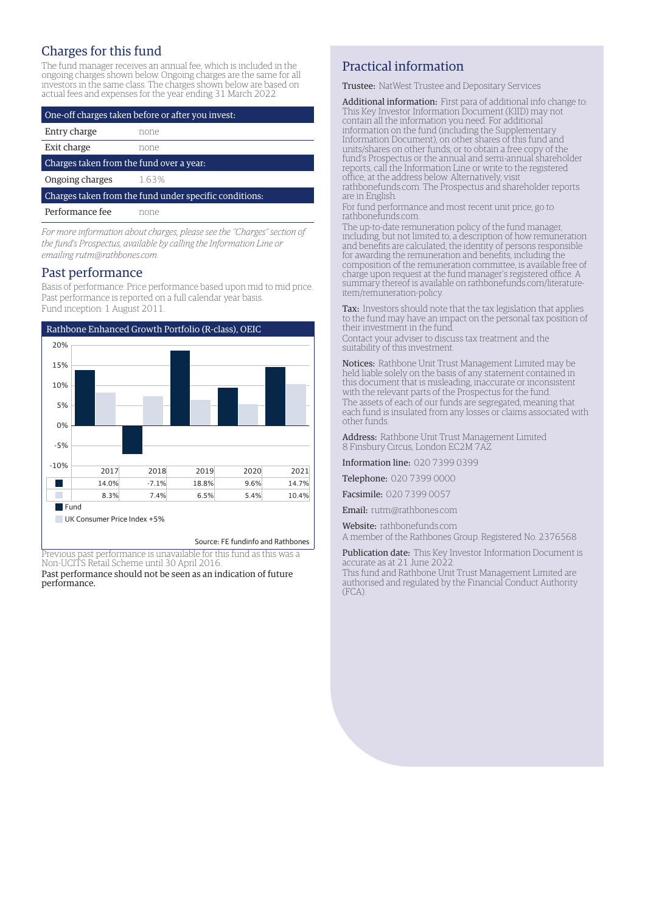## Charges for this fund

The fund manager receives an annual fee, which is included in the ongoing charges shown below. Ongoing charges are the same for all investors in the same class. The charges shown below are based on actual fees and expenses for the year ending 31 March 2022.

| One-off charges taken before or after you invest: | |
|---|---|
| Entry charge | none |
| Exit charge | none |
| **Charges taken from the fund over a year:** | |
| Ongoing charges | 1.63% |
| **Charges taken from the fund under specific conditions:** | |
| Performance fee | none |

*For more information about charges, please see the "Charges" section of the fund's Prospectus, available by calling the Information Line or emailing rutm@rathbones.com.*

## Past performance

Basis of performance: Price performance based upon mid to mid price.
Past performance is reported on a full calendar year basis.
Fund inception: 1 August 2011.

Rathbone Enhanced Growth Portfolio (R-class), OEIC

20%
15%
10%
5%
0%
-5%
-10%

2017 2018 2019 2020 2021

Fund: 14.0% -7.1% 18.8% 9.6% 14.7%

UK Consumer Price Index +5%: 8.3% 7.4% 6.5% 5.4% 10.4%

Source: FE fundinfo and Rathbones

Previous past performance is unavailable for this fund as this was a Non-UCITS Retail Scheme until 30 April 2016.

Past performance should not be seen as an indication of future performance.

## Practical information

**Trustee:** NatWest Trustee and Depositary Services

**Additional information:** First para of additional info change to: This Key Investor Information Document (KIID) may not contain all the information you need. For additional information on the fund (including the Supplementary Information Document), on other shares of this fund and units/shares on other funds, or to obtain a free copy of the fund's Prospectus or the annual and semi-annual shareholder reports, call the Information Line or write to the registered office, at the address below. Alternatively, visit rathbonefunds.com. The Prospectus and shareholder reports are in English.

For fund performance and most recent unit price, go to rathbonefunds.com.

The up-to-date remuneration policy of the fund manager, including, but not limited to, a description of how remuneration and benefits are calculated, the identity of persons responsible for awarding the remuneration and benefits, including the composition of the remuneration committee, is available free of charge upon request at the fund manager's registered office. A summary thereof is available on rathbonefunds.com/literature-item/remuneration-policy.

**Tax:** Investors should note that the tax legislation that applies to the fund may have an impact on the personal tax position of their investment in the fund.

Contact your adviser to discuss tax treatment and the suitability of this investment.

**Notices:** Rathbone Unit Trust Management Limited may be held liable solely on the basis of any statement contained in this document that is misleading, inaccurate or inconsistent with the relevant parts of the Prospectus for the fund.

The assets of each of our funds are segregated, meaning that each fund is insulated from any losses or claims associated with other funds.

**Address:** Rathbone Unit Trust Management Limited
8 Finsbury Circus, London EC2M 7AZ

**Information line:** 020 7399 0399

**Telephone:** 020 7399 0000

**Facsimile:** 020 7399 0057

**Email:** rutm@rathbones.com

**Website:** rathbonefunds.com
A member of the Rathbones Group. Registered No. 2376568

**Publication date:** This Key Investor Information Document is accurate as at 21 June 2022.

This fund and Rathbone Unit Trust Management Limited are authorised and regulated by the Financial Conduct Authority (FCA).